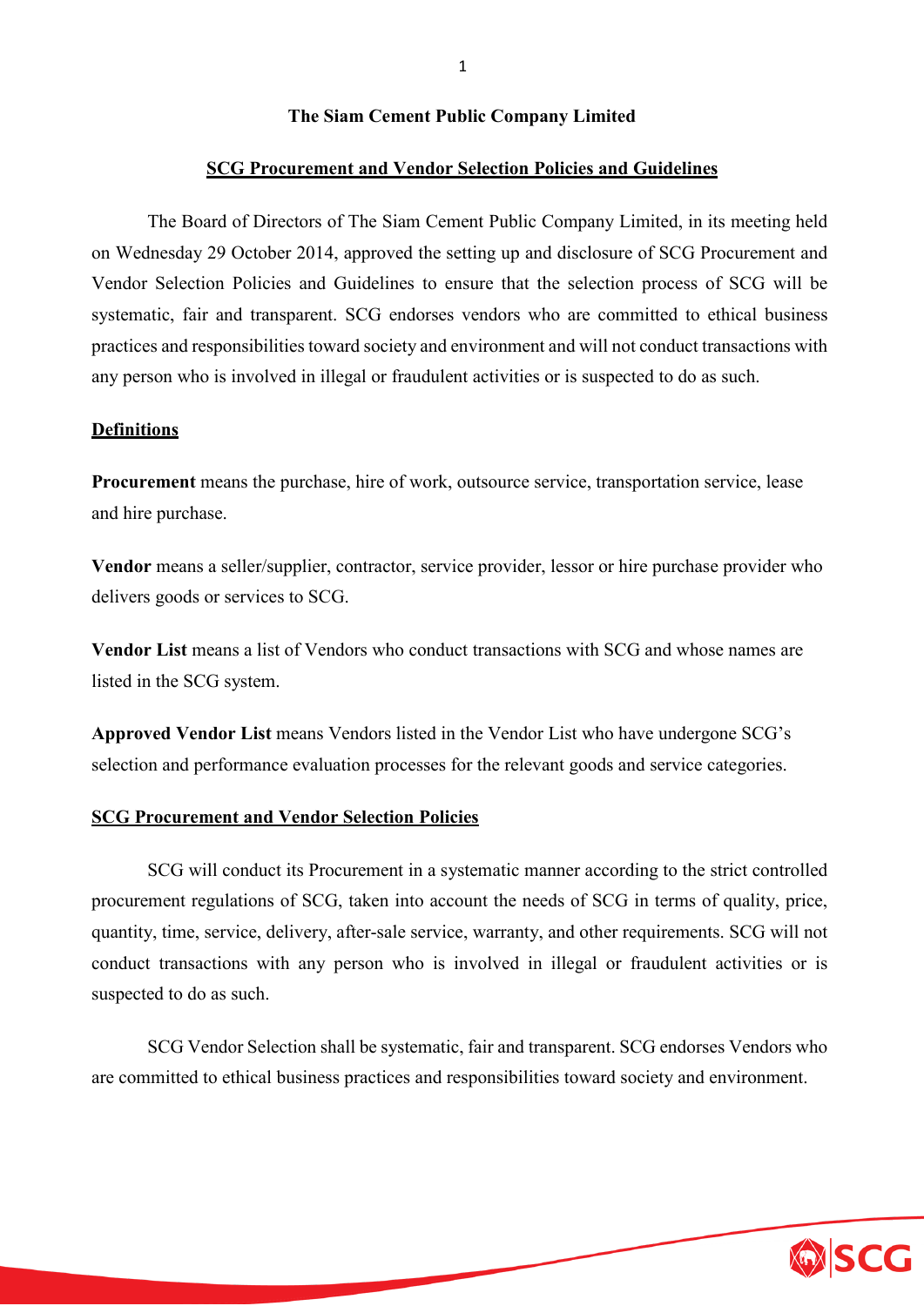# The Siam Cement Public Company Limited

## SCG Procurement and Vendor Selection Policies and Guidelines

The Board of Directors of The Siam Cement Public Company Limited, in its meeting held on Wednesday 29 October 2014, approved the setting up and disclosure of SCG Procurement and Vendor Selection Policies and Guidelines to ensure that the selection process of SCG will be systematic, fair and transparent. SCG endorses vendors who are committed to ethical business practices and responsibilities toward society and environment and will not conduct transactions with any person who is involved in illegal or fraudulent activities or is suspected to do as such.

### Definitions

**Procurement** means the purchase, hire of work, outsource service, transportation service, lease and hire purchase.

**Vendor** means a seller/supplier, contractor, service provider, lessor or hire purchase provider who delivers goods or services to SCG.

**Vendor List** means a list of Vendors who conduct transactions with SCG and whose names are listed in the SCG system.

**Approved Vendor List** means Vendors listed in the Vendor List who have undergone SCG's selection and performance evaluation processes for the relevant goods and service categories.

### SCG Procurement and Vendor Selection Policies

SCG will conduct its Procurement in a systematic manner according to the strict controlled procurement regulations of SCG, taken into account the needs of SCG in terms of quality, price, quantity, time, service, delivery, after-sale service, warranty, and other requirements. SCG will not conduct transactions with any person who is involved in illegal or fraudulent activities or is suspected to do as such.

SCG Vendor Selection shall be systematic, fair and transparent. SCG endorses Vendors who are committed to ethical business practices and responsibilities toward society and environment.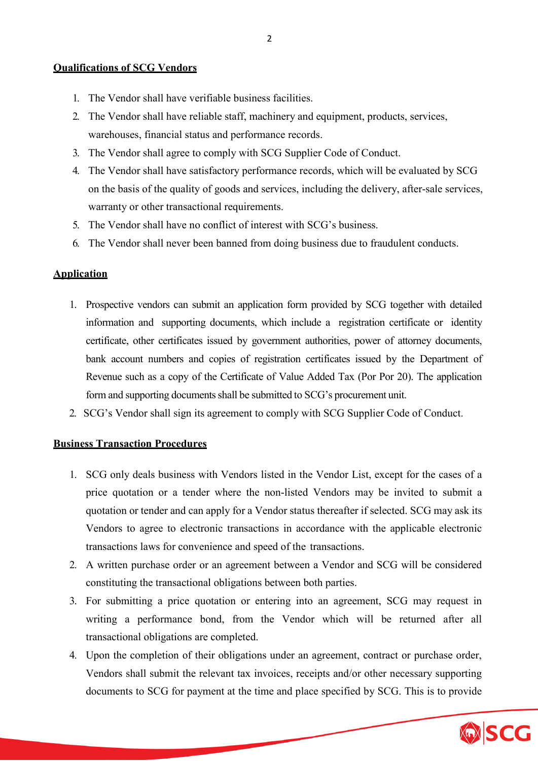**Qualifications of SCG Vendors**

1. The Vendor shall have verifiable business facilities.
2. The Vendor shall have reliable staff, machinery and equipment, products, services, warehouses, financial status and performance records.
3. The Vendor shall agree to comply with SCG Supplier Code of Conduct.
4. The Vendor shall have satisfactory performance records, which will be evaluated by SCG on the basis of the quality of goods and services, including the delivery, after-sale services, warranty or other transactional requirements.
5. The Vendor shall have no conflict of interest with SCG's business.
6. The Vendor shall never been banned from doing business due to fraudulent conducts.

**Application**

1. Prospective vendors can submit an application form provided by SCG together with detailed information and supporting documents, which include a registration certificate or identity certificate, other certificates issued by government authorities, power of attorney documents, bank account numbers and copies of registration certificates issued by the Department of Revenue such as a copy of the Certificate of Value Added Tax (Por Por 20). The application form and supporting documents shall be submitted to SCG's procurement unit.
2. SCG's Vendor shall sign its agreement to comply with SCG Supplier Code of Conduct.

**Business Transaction Procedures**

1. SCG only deals business with Vendors listed in the Vendor List, except for the cases of a price quotation or a tender where the non-listed Vendors may be invited to submit a quotation or tender and can apply for a Vendor status thereafter if selected. SCG may ask its Vendors to agree to electronic transactions in accordance with the applicable electronic transactions laws for convenience and speed of the transactions.
2. A written purchase order or an agreement between a Vendor and SCG will be considered constituting the transactional obligations between both parties.
3. For submitting a price quotation or entering into an agreement, SCG may request in writing a performance bond, from the Vendor which will be returned after all transactional obligations are completed.
4. Upon the completion of their obligations under an agreement, contract or purchase order, Vendors shall submit the relevant tax invoices, receipts and/or other necessary supporting documents to SCG for payment at the time and place specified by SCG. This is to provide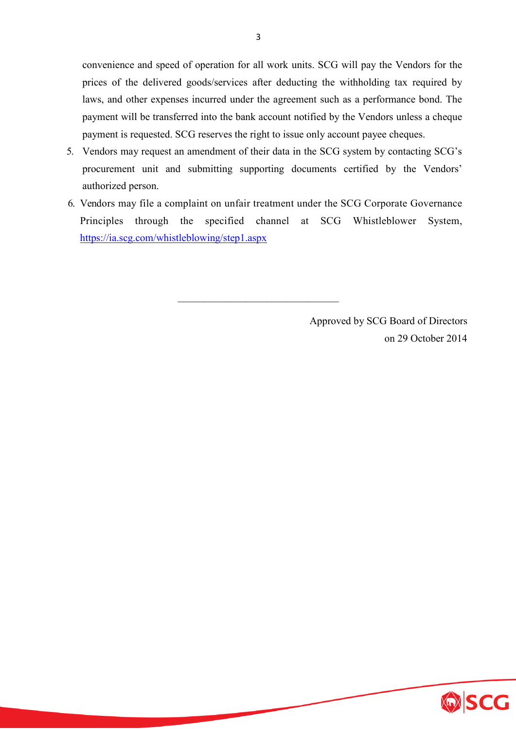convenience and speed of operation for all work units. SCG will pay the Vendors for the prices of the delivered goods/services after deducting the withholding tax required by laws, and other expenses incurred under the agreement such as a performance bond. The payment will be transferred into the bank account notified by the Vendors unless a cheque payment is requested. SCG reserves the right to issue only account payee cheques.

5. Vendors may request an amendment of their data in the SCG system by contacting SCG's procurement unit and submitting supporting documents certified by the Vendors' authorized person.
6. Vendors may file a complaint on unfair treatment under the SCG Corporate Governance Principles through the specified channel at SCG Whistleblower System, https://ia.scg.com/whistleblowing/step1.aspx

---

Approved by SCG Board of Directors
on 29 October 2014